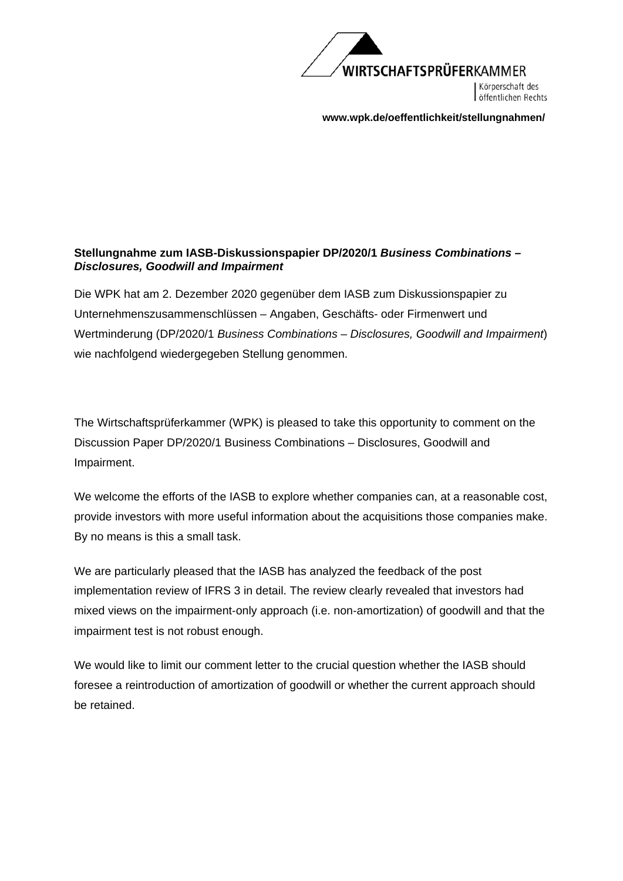WIRTSCHAFTSPRÜFERKAMMER

Körperschaft des öffentlichen Rechts

**www.wpk.de/oeffentlichkeit/stellungnahmen/**

**Stellungnahme zum IASB-Diskussionspapier DP/2020/1** ***Business Combinations – Disclosures, Goodwill and Impairment***

Die WPK hat am 2. Dezember 2020 gegenüber dem IASB zum Diskussionspapier zu Unternehmenszusammenschlüssen – Angaben, Geschäfts- oder Firmenwert und Wertminderung (DP/2020/1 *Business Combinations – Disclosures, Goodwill and Impairment*) wie nachfolgend wiedergegeben Stellung genommen.

The Wirtschaftsprüferkammer (WPK) is pleased to take this opportunity to comment on the Discussion Paper DP/2020/1 Business Combinations – Disclosures, Goodwill and Impairment.

We welcome the efforts of the IASB to explore whether companies can, at a reasonable cost, provide investors with more useful information about the acquisitions those companies make. By no means is this a small task.

We are particularly pleased that the IASB has analyzed the feedback of the post implementation review of IFRS 3 in detail. The review clearly revealed that investors had mixed views on the impairment-only approach (i.e. non-amortization) of goodwill and that the impairment test is not robust enough.

We would like to limit our comment letter to the crucial question whether the IASB should foresee a reintroduction of amortization of goodwill or whether the current approach should be retained.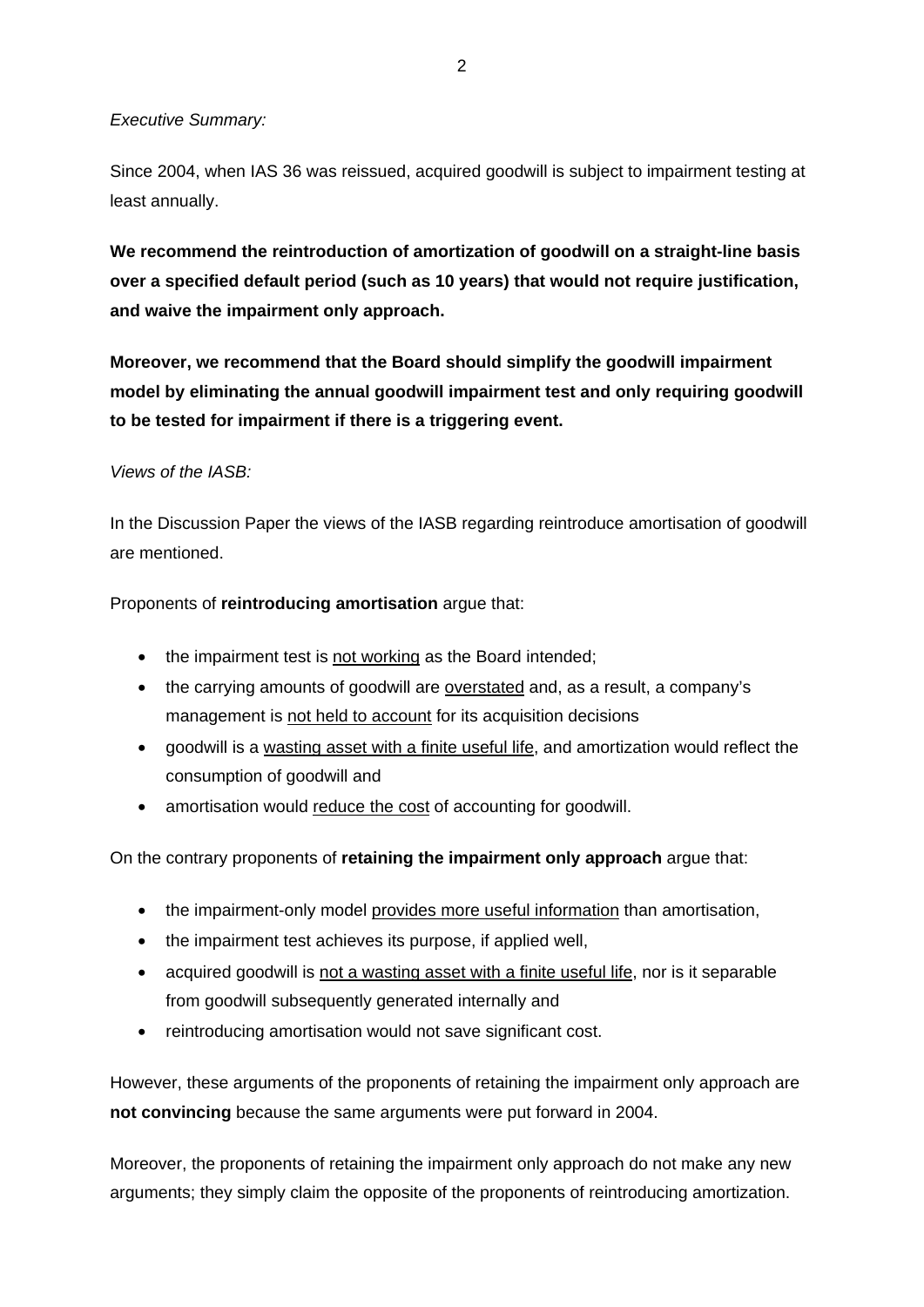*Executive Summary:*

Since 2004, when IAS 36 was reissued, acquired goodwill is subject to impairment testing at least annually.

**We recommend the reintroduction of amortization of goodwill on a straight-line basis over a specified default period (such as 10 years) that would not require justification, and waive the impairment only approach.**

**Moreover, we recommend that the Board should simplify the goodwill impairment model by eliminating the annual goodwill impairment test and only requiring goodwill to be tested for impairment if there is a triggering event.**

*Views of the IASB:*

In the Discussion Paper the views of the IASB regarding reintroduce amortisation of goodwill are mentioned.

Proponents of **reintroducing amortisation** argue that:

- the impairment test is <u>not working</u> as the Board intended;
- the carrying amounts of goodwill are <u>overstated</u> and, as a result, a company's management is <u>not held to account</u> for its acquisition decisions
- goodwill is a <u>wasting asset with a finite useful life</u>, and amortization would reflect the consumption of goodwill and
- amortisation would <u>reduce the cost</u> of accounting for goodwill.

On the contrary proponents of **retaining the impairment only approach** argue that:

- the impairment-only model <u>provides more useful information</u> than amortisation,
- the impairment test achieves its purpose, if applied well,
- acquired goodwill is <u>not a wasting asset with a finite useful life</u>, nor is it separable from goodwill subsequently generated internally and
- reintroducing amortisation would not save significant cost.

However, these arguments of the proponents of retaining the impairment only approach are **not convincing** because the same arguments were put forward in 2004.

Moreover, the proponents of retaining the impairment only approach do not make any new arguments; they simply claim the opposite of the proponents of reintroducing amortization.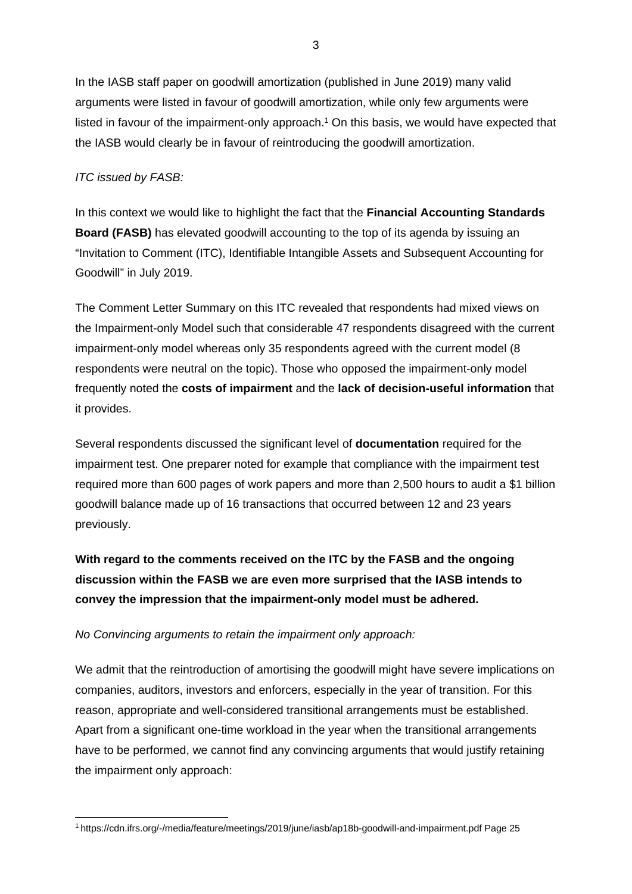In the IASB staff paper on goodwill amortization (published in June 2019) many valid arguments were listed in favour of goodwill amortization, while only few arguments were listed in favour of the impairment-only approach.[1] On this basis, we would have expected that the IASB would clearly be in favour of reintroducing the goodwill amortization.

*ITC issued by FASB:*

In this context we would like to highlight the fact that the **Financial Accounting Standards Board (FASB)** has elevated goodwill accounting to the top of its agenda by issuing an "Invitation to Comment (ITC), Identifiable Intangible Assets and Subsequent Accounting for Goodwill" in July 2019.

The Comment Letter Summary on this ITC revealed that respondents had mixed views on the Impairment-only Model such that considerable 47 respondents disagreed with the current impairment-only model whereas only 35 respondents agreed with the current model (8 respondents were neutral on the topic). Those who opposed the impairment-only model frequently noted the **costs of impairment** and the **lack of decision-useful information** that it provides.

Several respondents discussed the significant level of **documentation** required for the impairment test. One preparer noted for example that compliance with the impairment test required more than 600 pages of work papers and more than 2,500 hours to audit a $1 billion goodwill balance made up of 16 transactions that occurred between 12 and 23 years previously.

**With regard to the comments received on the ITC by the FASB and the ongoing discussion within the FASB we are even more surprised that the IASB intends to convey the impression that the impairment-only model must be adhered.**

*No Convincing arguments to retain the impairment only approach:*

We admit that the reintroduction of amortising the goodwill might have severe implications on companies, auditors, investors and enforcers, especially in the year of transition. For this reason, appropriate and well-considered transitional arrangements must be established. Apart from a significant one-time workload in the year when the transitional arrangements have to be performed, we cannot find any convincing arguments that would justify retaining the impairment only approach:

[1] https://cdn.ifrs.org/-/media/feature/meetings/2019/june/iasb/ap18b-goodwill-and-impairment.pdf Page 25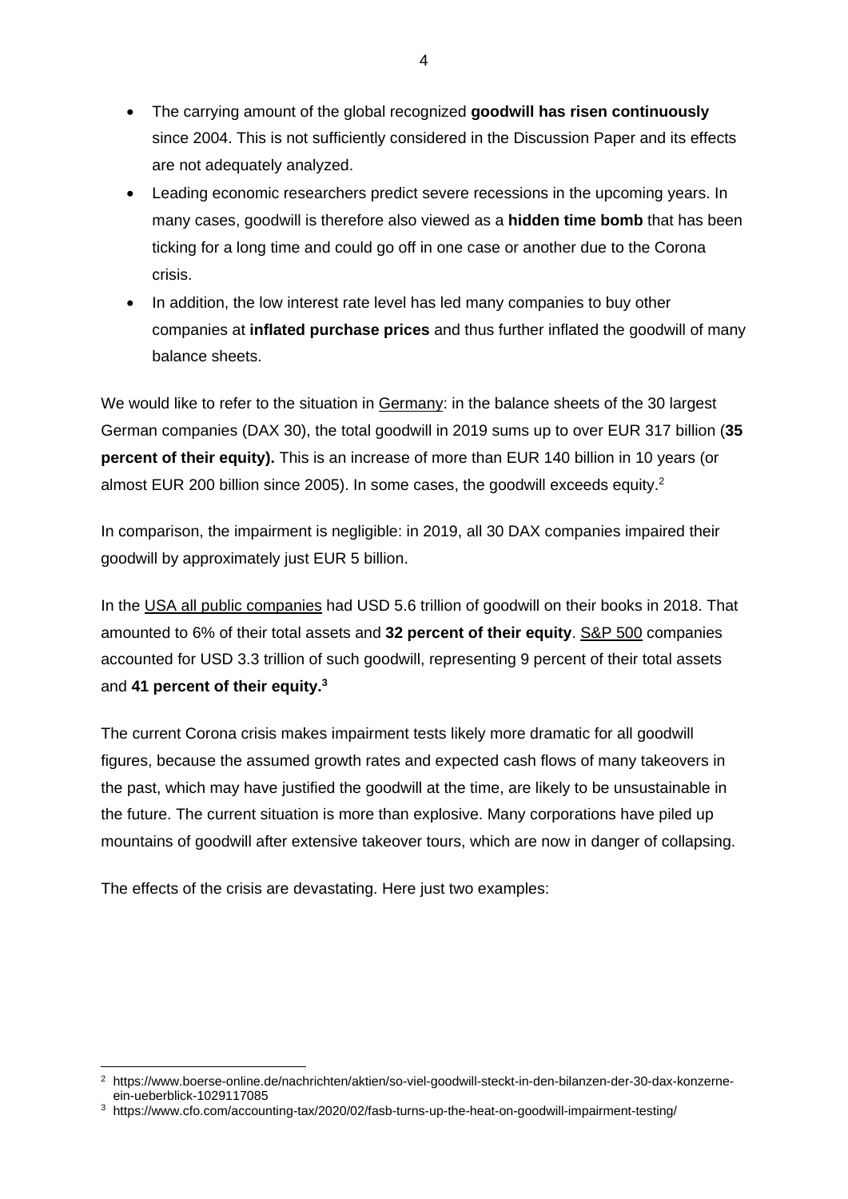- The carrying amount of the global recognized **goodwill has risen continuously** since 2004. This is not sufficiently considered in the Discussion Paper and its effects are not adequately analyzed.
- Leading economic researchers predict severe recessions in the upcoming years. In many cases, goodwill is therefore also viewed as a **hidden time bomb** that has been ticking for a long time and could go off in one case or another due to the Corona crisis.
- In addition, the low interest rate level has led many companies to buy other companies at **inflated purchase prices** and thus further inflated the goodwill of many balance sheets.

We would like to refer to the situation in Germany: in the balance sheets of the 30 largest German companies (DAX 30), the total goodwill in 2019 sums up to over EUR 317 billion (**35 percent of their equity).** This is an increase of more than EUR 140 billion in 10 years (or almost EUR 200 billion since 2005). In some cases, the goodwill exceeds equity.[2]

In comparison, the impairment is negligible: in 2019, all 30 DAX companies impaired their goodwill by approximately just EUR 5 billion.

In the USA all public companies had USD 5.6 trillion of goodwill on their books in 2018. That amounted to 6% of their total assets and **32 percent of their equity**. S&P 500 companies accounted for USD 3.3 trillion of such goodwill, representing 9 percent of their total assets and **41 percent of their equity.[3]**

The current Corona crisis makes impairment tests likely more dramatic for all goodwill figures, because the assumed growth rates and expected cash flows of many takeovers in the past, which may have justified the goodwill at the time, are likely to be unsustainable in the future. The current situation is more than explosive. Many corporations have piled up mountains of goodwill after extensive takeover tours, which are now in danger of collapsing.

The effects of the crisis are devastating. Here just two examples:

---

[2] https://www.boerse-online.de/nachrichten/aktien/so-viel-goodwill-steckt-in-den-bilanzen-der-30-dax-konzerne-ein-ueberblick-1029117085

[3] https://www.cfo.com/accounting-tax/2020/02/fasb-turns-up-the-heat-on-goodwill-impairment-testing/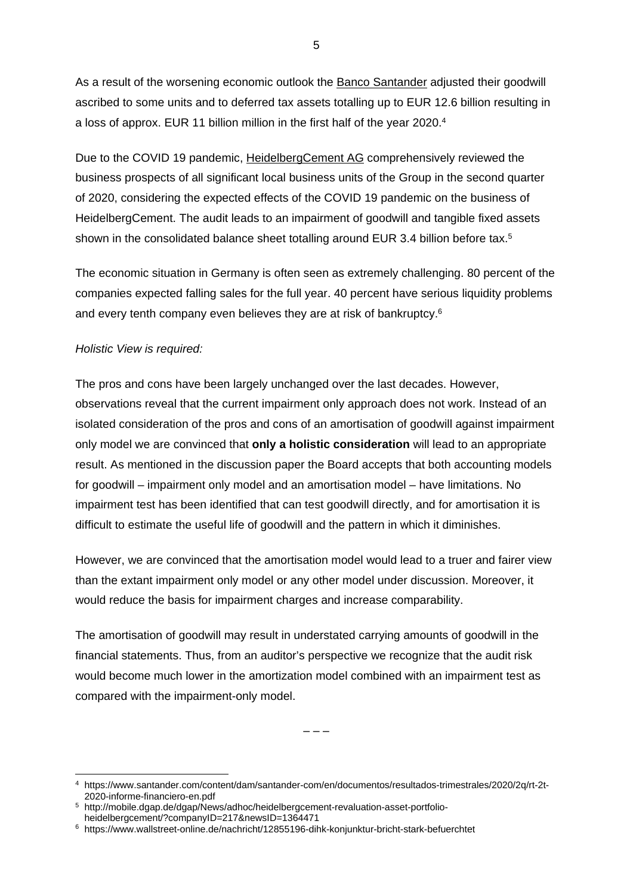As a result of the worsening economic outlook the Banco Santander adjusted their goodwill ascribed to some units and to deferred tax assets totalling up to EUR 12.6 billion resulting in a loss of approx. EUR 11 billion million in the first half of the year 2020.[4]

Due to the COVID 19 pandemic, HeidelbergCement AG comprehensively reviewed the business prospects of all significant local business units of the Group in the second quarter of 2020, considering the expected effects of the COVID 19 pandemic on the business of HeidelbergCement. The audit leads to an impairment of goodwill and tangible fixed assets shown in the consolidated balance sheet totalling around EUR 3.4 billion before tax.[5]

The economic situation in Germany is often seen as extremely challenging. 80 percent of the companies expected falling sales for the full year. 40 percent have serious liquidity problems and every tenth company even believes they are at risk of bankruptcy.[6]

*Holistic View is required:*

The pros and cons have been largely unchanged over the last decades. However, observations reveal that the current impairment only approach does not work. Instead of an isolated consideration of the pros and cons of an amortisation of goodwill against impairment only model we are convinced that **only a holistic consideration** will lead to an appropriate result. As mentioned in the discussion paper the Board accepts that both accounting models for goodwill – impairment only model and an amortisation model – have limitations. No impairment test has been identified that can test goodwill directly, and for amortisation it is difficult to estimate the useful life of goodwill and the pattern in which it diminishes.

However, we are convinced that the amortisation model would lead to a truer and fairer view than the extant impairment only model or any other model under discussion. Moreover, it would reduce the basis for impairment charges and increase comparability.

The amortisation of goodwill may result in understated carrying amounts of goodwill in the financial statements. Thus, from an auditor's perspective we recognize that the audit risk would become much lower in the amortization model combined with an impairment test as compared with the impairment-only model.

– – –

[4] https://www.santander.com/content/dam/santander-com/en/documentos/resultados-trimestrales/2020/2q/rt-2t-2020-informe-financiero-en.pdf

[5] http://mobile.dgap.de/dgap/News/adhoc/heidelbergcement-revaluation-asset-portfolio-heidelbergcement/?companyID=217&newsID=1364471

[6] https://www.wallstreet-online.de/nachricht/12855196-dihk-konjunktur-bricht-stark-befuerchtet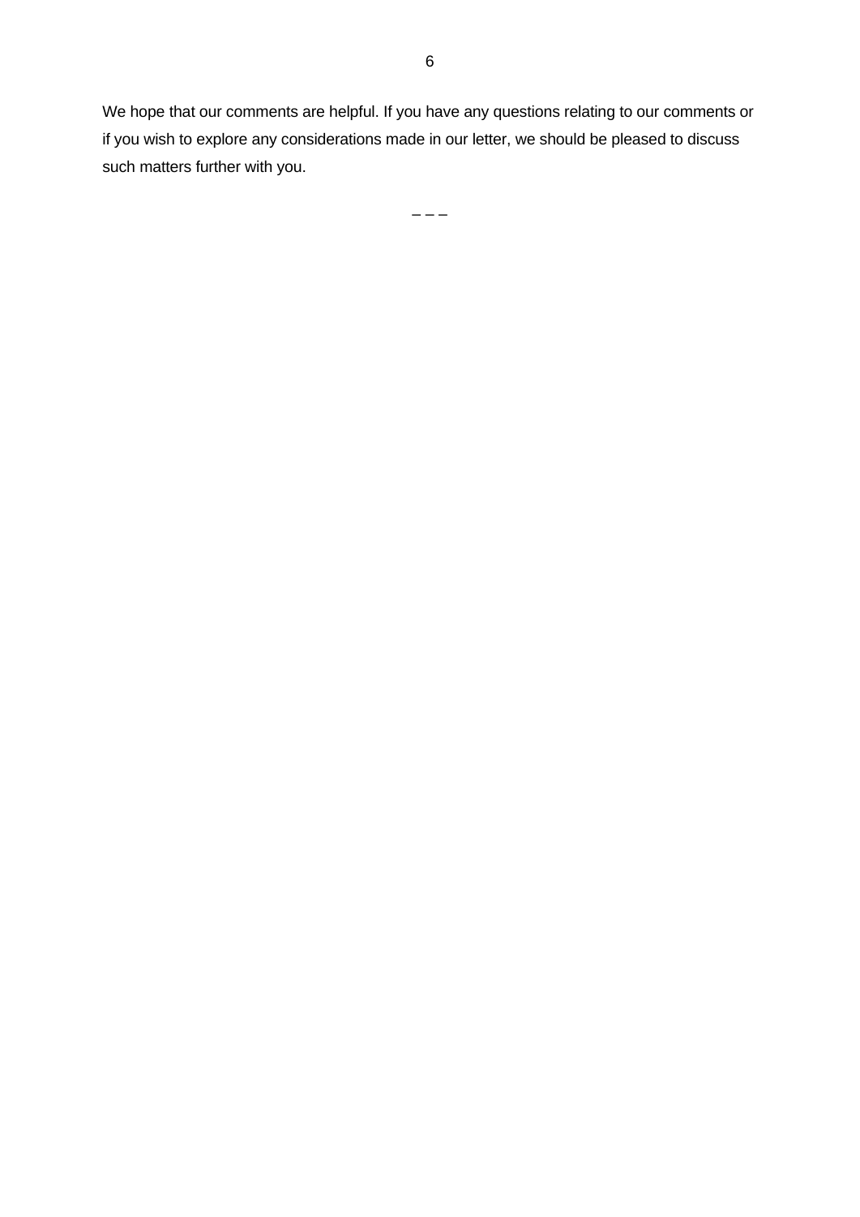We hope that our comments are helpful. If you have any questions relating to our comments or if you wish to explore any considerations made in our letter, we should be pleased to discuss such matters further with you.

– – –